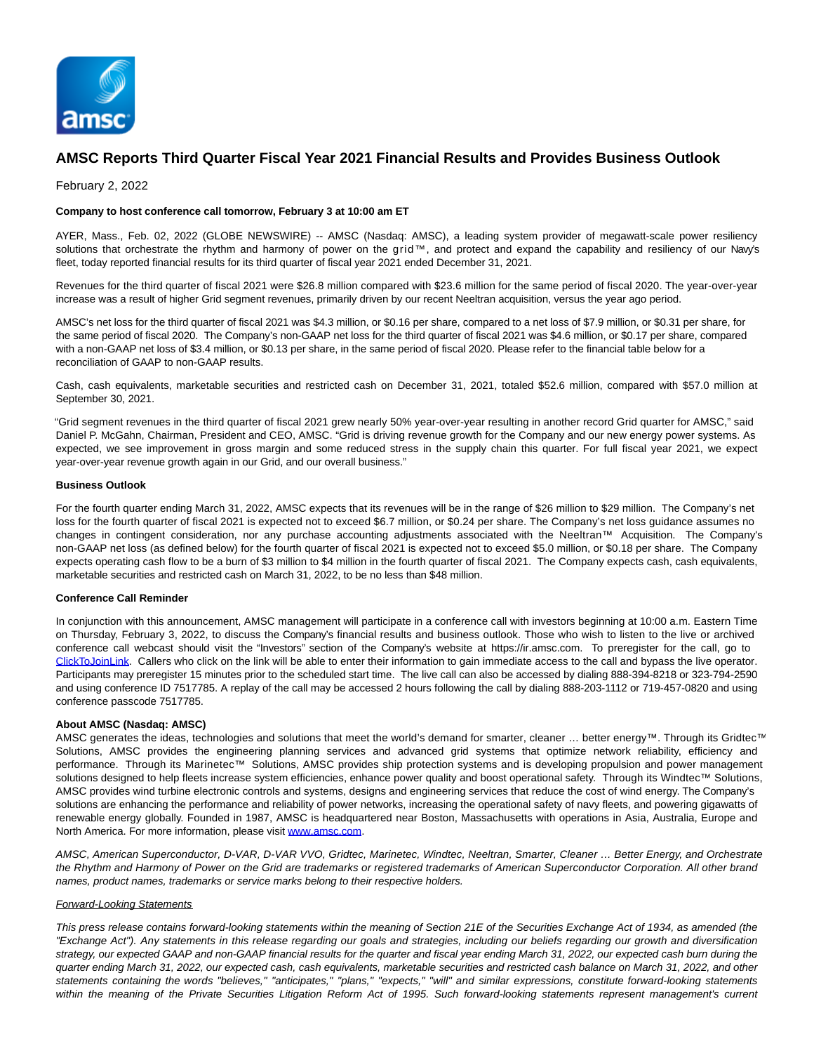# AMSC Reports Third Quarter Fiscal Year 2021 Financial Results and Provides Business Outlook

February 2, 2022

**Company to host conference call tomorrow, February 3 at 10:00 am ET**

AYER, Mass., Feb. 02, 2022 (GLOBE NEWSWIRE) -- AMSC (Nasdaq: AMSC), a leading system provider of megawatt-scale power resiliency solutions that orchestrate the rhythm and harmony of power on the grid™, and protect and expand the capability and resiliency of our Navy's fleet, today reported financial results for its third quarter of fiscal year 2021 ended December 31, 2021.

Revenues for the third quarter of fiscal 2021 were $26.8 million compared with $23.6 million for the same period of fiscal 2020. The year-over-year increase was a result of higher Grid segment revenues, primarily driven by our recent Neeltran acquisition, versus the year ago period.

AMSC's net loss for the third quarter of fiscal 2021 was $4.3 million, or $0.16 per share, compared to a net loss of $7.9 million, or $0.31 per share, for the same period of fiscal 2020. The Company's non-GAAP net loss for the third quarter of fiscal 2021 was $4.6 million, or $0.17 per share, compared with a non-GAAP net loss of $3.4 million, or $0.13 per share, in the same period of fiscal 2020. Please refer to the financial table below for a reconciliation of GAAP to non-GAAP results.

Cash, cash equivalents, marketable securities and restricted cash on December 31, 2021, totaled $52.6 million, compared with $57.0 million at September 30, 2021.

"Grid segment revenues in the third quarter of fiscal 2021 grew nearly 50% year-over-year resulting in another record Grid quarter for AMSC," said Daniel P. McGahn, Chairman, President and CEO, AMSC. "Grid is driving revenue growth for the Company and our new energy power systems. As expected, we see improvement in gross margin and some reduced stress in the supply chain this quarter. For full fiscal year 2021, we expect year-over-year revenue growth again in our Grid, and our overall business."

**Business Outlook**

For the fourth quarter ending March 31, 2022, AMSC expects that its revenues will be in the range of $26 million to $29 million. The Company's net loss for the fourth quarter of fiscal 2021 is expected not to exceed $6.7 million, or $0.24 per share. The Company's net loss guidance assumes no changes in contingent consideration, nor any purchase accounting adjustments associated with the Neeltran™ Acquisition. The Company's non-GAAP net loss (as defined below) for the fourth quarter of fiscal 2021 is expected not to exceed $5.0 million, or $0.18 per share. The Company expects operating cash flow to be a burn of $3 million to $4 million in the fourth quarter of fiscal 2021. The Company expects cash, cash equivalents, marketable securities and restricted cash on March 31, 2022, to be no less than $48 million.

**Conference Call Reminder**

In conjunction with this announcement, AMSC management will participate in a conference call with investors beginning at 10:00 a.m. Eastern Time on Thursday, February 3, 2022, to discuss the Company's financial results and business outlook. Those who wish to listen to the live or archived conference call webcast should visit the "Investors" section of the Company's website at https://ir.amsc.com. To preregister for the call, go to ClickToJoinLink. Callers who click on the link will be able to enter their information to gain immediate access to the call and bypass the live operator. Participants may preregister 15 minutes prior to the scheduled start time. The live call can also be accessed by dialing 888-394-8218 or 323-794-2590 and using conference ID 7517785. A replay of the call may be accessed 2 hours following the call by dialing 888-203-1112 or 719-457-0820 and using conference passcode 7517785.

**About AMSC (Nasdaq: AMSC)**

AMSC generates the ideas, technologies and solutions that meet the world's demand for smarter, cleaner … better energy™. Through its Gridtec™ Solutions, AMSC provides the engineering planning services and advanced grid systems that optimize network reliability, efficiency and performance. Through its Marinetec™ Solutions, AMSC provides ship protection systems and is developing propulsion and power management solutions designed to help fleets increase system efficiencies, enhance power quality and boost operational safety. Through its Windtec™ Solutions, AMSC provides wind turbine electronic controls and systems, designs and engineering services that reduce the cost of wind energy. The Company's solutions are enhancing the performance and reliability of power networks, increasing the operational safety of navy fleets, and powering gigawatts of renewable energy globally. Founded in 1987, AMSC is headquartered near Boston, Massachusetts with operations in Asia, Australia, Europe and North America. For more information, please visit www.amsc.com.

*AMSC, American Superconductor, D-VAR, D-VAR VVO, Gridtec, Marinetec, Windtec, Neeltran, Smarter, Cleaner … Better Energy, and Orchestrate the Rhythm and Harmony of Power on the Grid are trademarks or registered trademarks of American Superconductor Corporation. All other brand names, product names, trademarks or service marks belong to their respective holders.*

*Forward-Looking Statements*

*This press release contains forward-looking statements within the meaning of Section 21E of the Securities Exchange Act of 1934, as amended (the "Exchange Act"). Any statements in this release regarding our goals and strategies, including our beliefs regarding our growth and diversification strategy, our expected GAAP and non-GAAP financial results for the quarter and fiscal year ending March 31, 2022, our expected cash burn during the quarter ending March 31, 2022, our expected cash, cash equivalents, marketable securities and restricted cash balance on March 31, 2022, and other statements containing the words "believes," "anticipates," "plans," "expects," "will" and similar expressions, constitute forward-looking statements within the meaning of the Private Securities Litigation Reform Act of 1995. Such forward-looking statements represent management's current*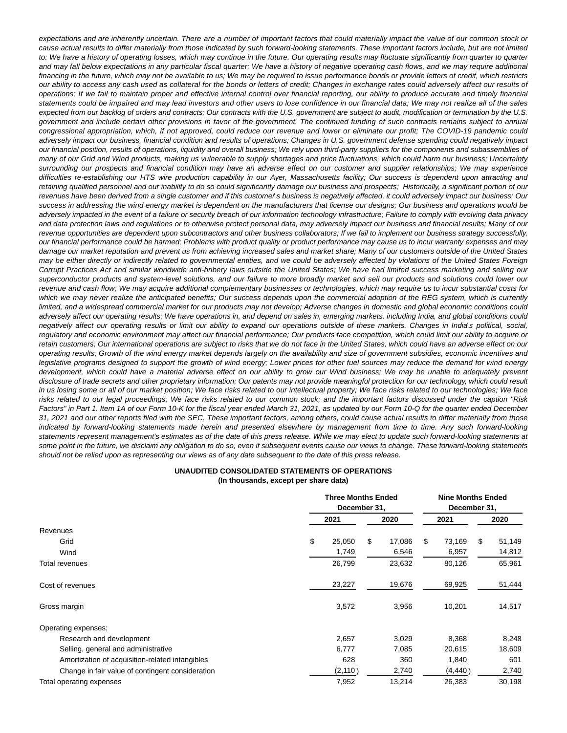*expectations and are inherently uncertain. There are a number of important factors that could materially impact the value of our common stock or cause actual results to differ materially from those indicated by such forward-looking statements. These important factors include, but are not limited to: We have a history of operating losses, which may continue in the future. Our operating results may fluctuate significantly from quarter to quarter and may fall below expectations in any particular fiscal quarter; We have a history of negative operating cash flows, and we may require additional financing in the future, which may not be available to us; We may be required to issue performance bonds or provide letters of credit, which restricts our ability to access any cash used as collateral for the bonds or letters of credit; Changes in exchange rates could adversely affect our results of operations; If we fail to maintain proper and effective internal control over financial reporting, our ability to produce accurate and timely financial statements could be impaired and may lead investors and other users to lose confidence in our financial data; We may not realize all of the sales expected from our backlog of orders and contracts; Our contracts with the U.S. government are subject to audit, modification or termination by the U.S. government and include certain other provisions in favor of the government. The continued funding of such contracts remains subject to annual congressional appropriation, which, if not approved, could reduce our revenue and lower or eliminate our profit; The COVID-19 pandemic could adversely impact our business, financial condition and results of operations; Changes in U.S. government defense spending could negatively impact our financial position, results of operations, liquidity and overall business; We rely upon third-party suppliers for the components and subassemblies of many of our Grid and Wind products, making us vulnerable to supply shortages and price fluctuations, which could harm our business; Uncertainty surrounding our prospects and financial condition may have an adverse effect on our customer and supplier relationships; We may experience difficulties re-establishing our HTS wire production capability in our Ayer, Massachusetts facility; Our success is dependent upon attracting and retaining qualified personnel and our inability to do so could significantly damage our business and prospects; Historically, a significant portion of our revenues have been derived from a single customer and if this customer's business is negatively affected, it could adversely impact our business; Our success in addressing the wind energy market is dependent on the manufacturers that license our designs; Our business and operations would be adversely impacted in the event of a failure or security breach of our information technology infrastructure; Failure to comply with evolving data privacy and data protection laws and regulations or to otherwise protect personal data, may adversely impact our business and financial results; Many of our revenue opportunities are dependent upon subcontractors and other business collaborators; If we fail to implement our business strategy successfully, our financial performance could be harmed; Problems with product quality or product performance may cause us to incur warranty expenses and may damage our market reputation and prevent us from achieving increased sales and market share; Many of our customers outside of the United States may be either directly or indirectly related to governmental entities, and we could be adversely affected by violations of the United States Foreign Corrupt Practices Act and similar worldwide anti-bribery laws outside the United States; We have had limited success marketing and selling our superconductor products and system-level solutions, and our failure to more broadly market and sell our products and solutions could lower our revenue and cash flow; We may acquire additional complementary businesses or technologies, which may require us to incur substantial costs for which we may never realize the anticipated benefits; Our success depends upon the commercial adoption of the REG system, which is currently limited, and a widespread commercial market for our products may not develop; Adverse changes in domestic and global economic conditions could adversely affect our operating results; We have operations in, and depend on sales in, emerging markets, including India, and global conditions could negatively affect our operating results or limit our ability to expand our operations outside of these markets. Changes in India's political, social, regulatory and economic environment may affect our financial performance; Our products face competition, which could limit our ability to acquire or retain customers; Our international operations are subject to risks that we do not face in the United States, which could have an adverse effect on our operating results; Growth of the wind energy market depends largely on the availability and size of government subsidies, economic incentives and legislative programs designed to support the growth of wind energy; Lower prices for other fuel sources may reduce the demand for wind energy development, which could have a material adverse effect on our ability to grow our Wind business; We may be unable to adequately prevent disclosure of trade secrets and other proprietary information; Our patents may not provide meaningful protection for our technology, which could result in us losing some or all of our market position; We face risks related to our intellectual property; We face risks related to our technologies; We face risks related to our legal proceedings; We face risks related to our common stock; and the important factors discussed under the caption "Risk Factors" in Part 1. Item 1A of our Form 10-K for the fiscal year ended March 31, 2021, as updated by our Form 10-Q for the quarter ended December 31, 2021 and our other reports filed with the SEC. These important factors, among others, could cause actual results to differ materially from those indicated by forward-looking statements made herein and presented elsewhere by management from time to time. Any such forward-looking statements represent management's estimates as of the date of this press release. While we may elect to update such forward-looking statements at some point in the future, we disclaim any obligation to do so, even if subsequent events cause our views to change. These forward-looking statements should not be relied upon as representing our views as of any date subsequent to the date of this press release.*

**UNAUDITED CONSOLIDATED STATEMENTS OF OPERATIONS**
**(In thousands, except per share data)**

| | Three Months Ended December 31, | | Nine Months Ended December 31, | |
|---|---|---|---|---|
| | 2021 | 2020 | 2021 | 2020 |
| Revenues | | | | |
| Grid | $ 25,050 | $ 17,086 | $ 73,169 | $ 51,149 |
| Wind | 1,749 | 6,546 | 6,957 | 14,812 |
| Total revenues | 26,799 | 23,632 | 80,126 | 65,961 |
| Cost of revenues | 23,227 | 19,676 | 69,925 | 51,444 |
| Gross margin | 3,572 | 3,956 | 10,201 | 14,517 |
| Operating expenses: | | | | |
| Research and development | 2,657 | 3,029 | 8,368 | 8,248 |
| Selling, general and administrative | 6,777 | 7,085 | 20,615 | 18,609 |
| Amortization of acquisition-related intangibles | 628 | 360 | 1,840 | 601 |
| Change in fair value of contingent consideration | (2,110) | 2,740 | (4,440) | 2,740 |
| Total operating expenses | 7,952 | 13,214 | 26,383 | 30,198 |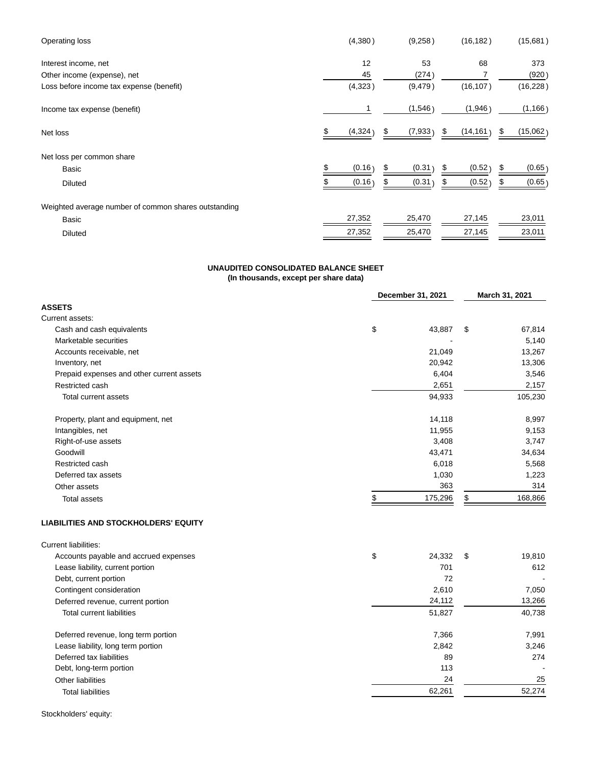| | | | | |
|---|---|---|---|---|
| Operating loss | (4,380) | (9,258) | (16,182) | (15,681) |
| Interest income, net | 12 | 53 | 68 | 373 |
| Other income (expense), net | 45 | (274) | 7 | (920) |
| Loss before income tax expense (benefit) | (4,323) | (9,479) | (16,107) | (16,228) |
| Income tax expense (benefit) | 1 | (1,546) | (1,946) | (1,166) |
| Net loss | $ (4,324) | $ (7,933) | $ (14,161) | $ (15,062) |
| Net loss per common share | | | | |
| Basic | $ (0.16) | $ (0.31) | $ (0.52) | $ (0.65) |
| Diluted | $ (0.16) | $ (0.31) | $ (0.52) | $ (0.65) |
| Weighted average number of common shares outstanding | | | | |
| Basic | 27,352 | 25,470 | 27,145 | 23,011 |
| Diluted | 27,352 | 25,470 | 27,145 | 23,011 |

**UNAUDITED CONSOLIDATED BALANCE SHEET**
**(In thousands, except per share data)**

| | December 31, 2021 | March 31, 2021 |
|---|---|---|
| **ASSETS** | | |
| Current assets: | | |
| Cash and cash equivalents | $ 43,887 | $ 67,814 |
| Marketable securities | - | 5,140 |
| Accounts receivable, net | 21,049 | 13,267 |
| Inventory, net | 20,942 | 13,306 |
| Prepaid expenses and other current assets | 6,404 | 3,546 |
| Restricted cash | 2,651 | 2,157 |
| Total current assets | 94,933 | 105,230 |
| Property, plant and equipment, net | 14,118 | 8,997 |
| Intangibles, net | 11,955 | 9,153 |
| Right-of-use assets | 3,408 | 3,747 |
| Goodwill | 43,471 | 34,634 |
| Restricted cash | 6,018 | 5,568 |
| Deferred tax assets | 1,030 | 1,223 |
| Other assets | 363 | 314 |
| Total assets | $ 175,296 | $ 168,866 |
| **LIABILITIES AND STOCKHOLDERS' EQUITY** | | |
| Current liabilities: | | |
| Accounts payable and accrued expenses | $ 24,332 | $ 19,810 |
| Lease liability, current portion | 701 | 612 |
| Debt, current portion | 72 | - |
| Contingent consideration | 2,610 | 7,050 |
| Deferred revenue, current portion | 24,112 | 13,266 |
| Total current liabilities | 51,827 | 40,738 |
| Deferred revenue, long term portion | 7,366 | 7,991 |
| Lease liability, long term portion | 2,842 | 3,246 |
| Deferred tax liabilities | 89 | 274 |
| Debt, long-term portion | 113 | - |
| Other liabilities | 24 | 25 |
| Total liabilities | 62,261 | 52,274 |

Stockholders' equity: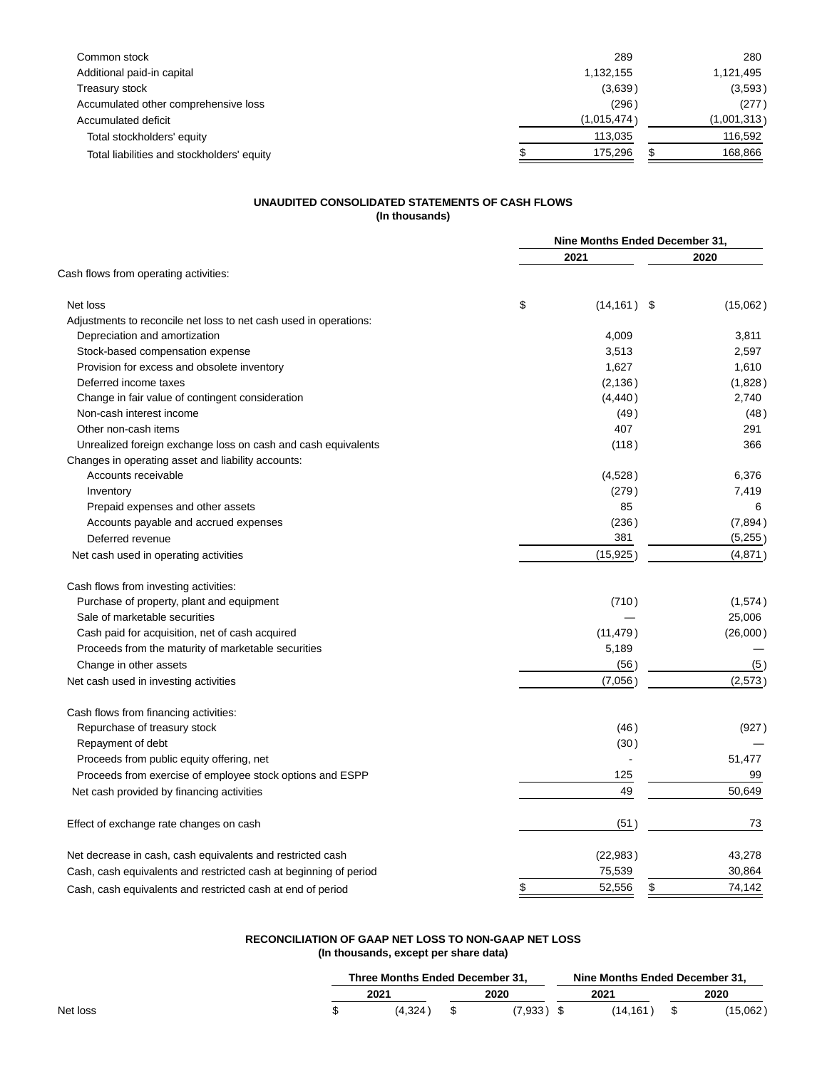| | | |
|---|---|---|
| Common stock | 289 | 280 |
| Additional paid-in capital | 1,132,155 | 1,121,495 |
| Treasury stock | (3,639) | (3,593) |
| Accumulated other comprehensive loss | (296) | (277) |
| Accumulated deficit | (1,015,474) | (1,001,313) |
| Total stockholders' equity | 113,035 | 116,592 |
| Total liabilities and stockholders' equity | $ 175,296 | $ 168,866 |

**UNAUDITED CONSOLIDATED STATEMENTS OF CASH FLOWS**
**(In thousands)**

| | Nine Months Ended December 31, | |
|---|---|---|
| | 2021 | 2020 |
| Cash flows from operating activities: | | |
| Net loss | $ (14,161) | $ (15,062) |
| Adjustments to reconcile net loss to net cash used in operations: | | |
| Depreciation and amortization | 4,009 | 3,811 |
| Stock-based compensation expense | 3,513 | 2,597 |
| Provision for excess and obsolete inventory | 1,627 | 1,610 |
| Deferred income taxes | (2,136) | (1,828) |
| Change in fair value of contingent consideration | (4,440) | 2,740 |
| Non-cash interest income | (49) | (48) |
| Other non-cash items | 407 | 291 |
| Unrealized foreign exchange loss on cash and cash equivalents | (118) | 366 |
| Changes in operating asset and liability accounts: | | |
| Accounts receivable | (4,528) | 6,376 |
| Inventory | (279) | 7,419 |
| Prepaid expenses and other assets | 85 | 6 |
| Accounts payable and accrued expenses | (236) | (7,894) |
| Deferred revenue | 381 | (5,255) |
| Net cash used in operating activities | (15,925) | (4,871) |
| Cash flows from investing activities: | | |
| Purchase of property, plant and equipment | (710) | (1,574) |
| Sale of marketable securities | — | 25,006 |
| Cash paid for acquisition, net of cash acquired | (11,479) | (26,000) |
| Proceeds from the maturity of marketable securities | 5,189 | — |
| Change in other assets | (56) | (5) |
| Net cash used in investing activities | (7,056) | (2,573) |
| Cash flows from financing activities: | | |
| Repurchase of treasury stock | (46) | (927) |
| Repayment of debt | (30) | — |
| Proceeds from public equity offering, net | - | 51,477 |
| Proceeds from exercise of employee stock options and ESPP | 125 | 99 |
| Net cash provided by financing activities | 49 | 50,649 |
| Effect of exchange rate changes on cash | (51) | 73 |
| Net decrease in cash, cash equivalents and restricted cash | (22,983) | 43,278 |
| Cash, cash equivalents and restricted cash at beginning of period | 75,539 | 30,864 |
| Cash, cash equivalents and restricted cash at end of period | $ 52,556 | $ 74,142 |

**RECONCILIATION OF GAAP NET LOSS TO NON-GAAP NET LOSS**
**(In thousands, except per share data)**

| | Three Months Ended December 31, | | Nine Months Ended December 31, | |
|---|---|---|---|---|
| | 2021 | 2020 | 2021 | 2020 |
| Net loss | $ (4,324) | $ (7,933) | $ (14,161) | $ (15,062) |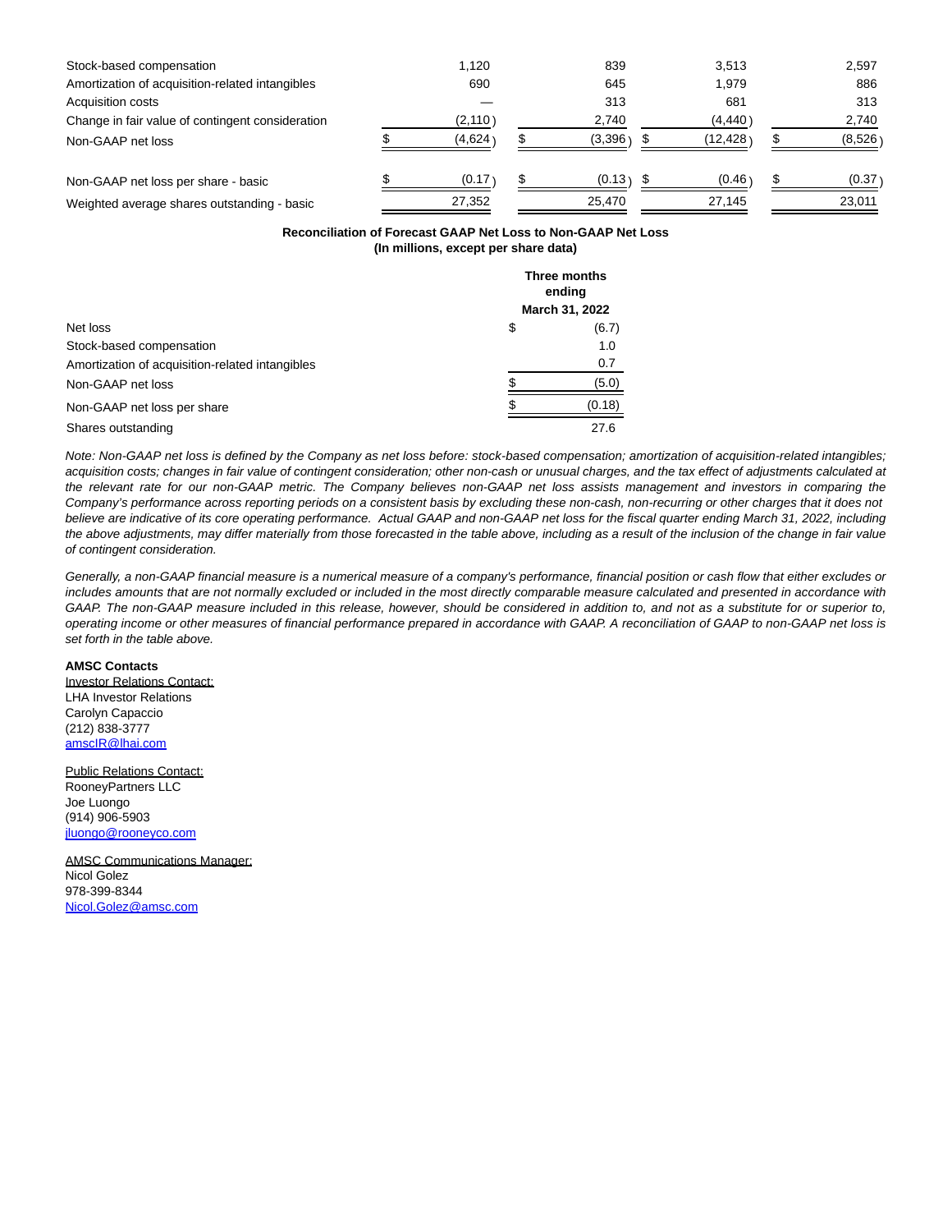| | | | | |
|---|---|---|---|---|
| Stock-based compensation | 1,120 | 839 | 3,513 | 2,597 |
| Amortization of acquisition-related intangibles | 690 | 645 | 1,979 | 886 |
| Acquisition costs | — | 313 | 681 | 313 |
| Change in fair value of contingent consideration | (2,110) | 2,740 | (4,440) | 2,740 |
| Non-GAAP net loss | $ (4,624) | $ (3,396) | $ (12,428) | $ (8,526) |
| | | | | |
| Non-GAAP net loss per share - basic | $ (0.17) | $ (0.13) | $ (0.46) | $ (0.37) |
| Weighted average shares outstanding - basic | 27,352 | 25,470 | 27,145 | 23,011 |

**Reconciliation of Forecast GAAP Net Loss to Non-GAAP Net Loss**
**(In millions, except per share data)**

| | Three months ending March 31, 2022 |
|---|---|
| Net loss | $ (6.7) |
| Stock-based compensation | 1.0 |
| Amortization of acquisition-related intangibles | 0.7 |
| Non-GAAP net loss | $ (5.0) |
| Non-GAAP net loss per share | $ (0.18) |
| Shares outstanding | 27.6 |

*Note: Non-GAAP net loss is defined by the Company as net loss before: stock-based compensation; amortization of acquisition-related intangibles; acquisition costs; changes in fair value of contingent consideration; other non-cash or unusual charges, and the tax effect of adjustments calculated at the relevant rate for our non-GAAP metric. The Company believes non-GAAP net loss assists management and investors in comparing the Company's performance across reporting periods on a consistent basis by excluding these non-cash, non-recurring or other charges that it does not believe are indicative of its core operating performance. Actual GAAP and non-GAAP net loss for the fiscal quarter ending March 31, 2022, including the above adjustments, may differ materially from those forecasted in the table above, including as a result of the inclusion of the change in fair value of contingent consideration.*

*Generally, a non-GAAP financial measure is a numerical measure of a company's performance, financial position or cash flow that either excludes or includes amounts that are not normally excluded or included in the most directly comparable measure calculated and presented in accordance with GAAP. The non-GAAP measure included in this release, however, should be considered in addition to, and not as a substitute for or superior to, operating income or other measures of financial performance prepared in accordance with GAAP. A reconciliation of GAAP to non-GAAP net loss is set forth in the table above.*

**AMSC Contacts**

Investor Relations Contact:
LHA Investor Relations
Carolyn Capaccio
(212) 838-3777
amscIR@lhai.com

Public Relations Contact:
RooneyPartners LLC
Joe Luongo
(914) 906-5903
jluongo@rooneyco.com

AMSC Communications Manager:
Nicol Golez
978-399-8344
Nicol.Golez@amsc.com